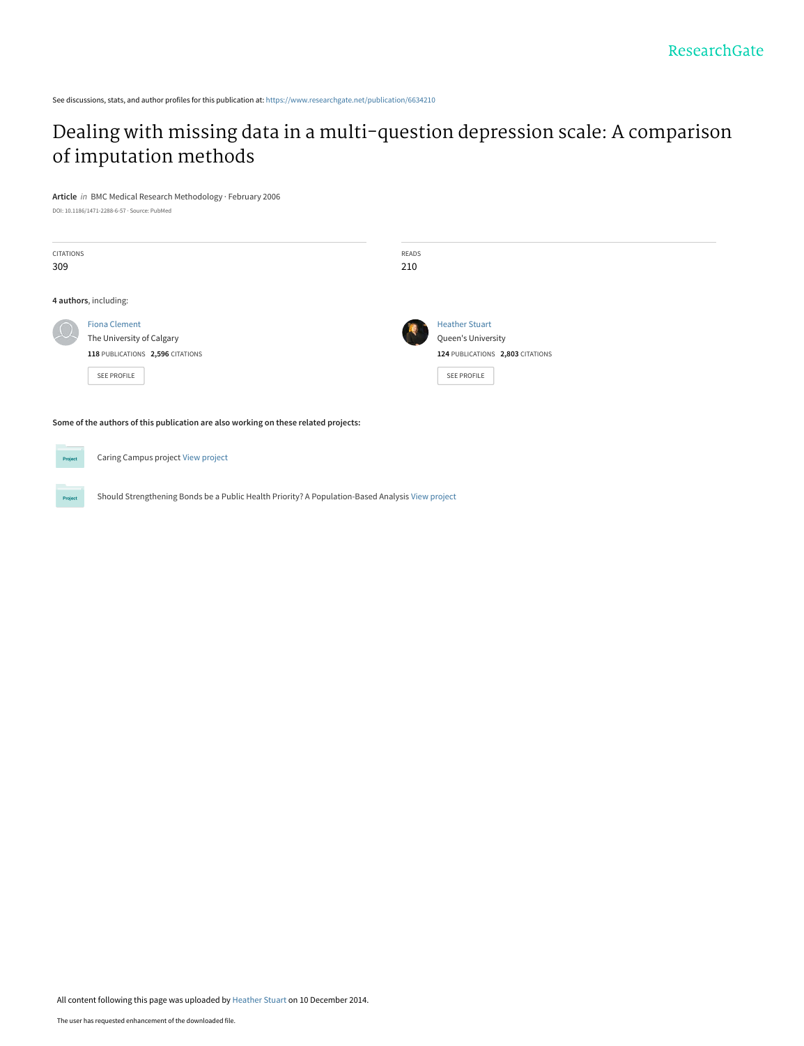ResearchGate

See discussions, stats, and author profiles for this publication at: https://www.researchgate.net/publication/6634210

# Dealing with missing data in a multi-question depression scale: A comparison of imputation methods

**Article** *in* BMC Medical Research Methodology · February 2006

DOI: 10.1186/1471-2288-6-57 · Source: PubMed

| CITATIONS | READS |
| --- | --- |
| 309 | 210 |

**4 authors**, including:

**Fiona Clement**
The University of Calgary
**118** PUBLICATIONS **2,596** CITATIONS

SEE PROFILE

**Heather Stuart**
Queen's University
**124** PUBLICATIONS **2,803** CITATIONS

SEE PROFILE

**Some of the authors of this publication are also working on these related projects:**

Caring Campus project View project

Should Strengthening Bonds be a Public Health Priority? A Population-Based Analysis View project

All content following this page was uploaded by Heather Stuart on 10 December 2014.

The user has requested enhancement of the downloaded file.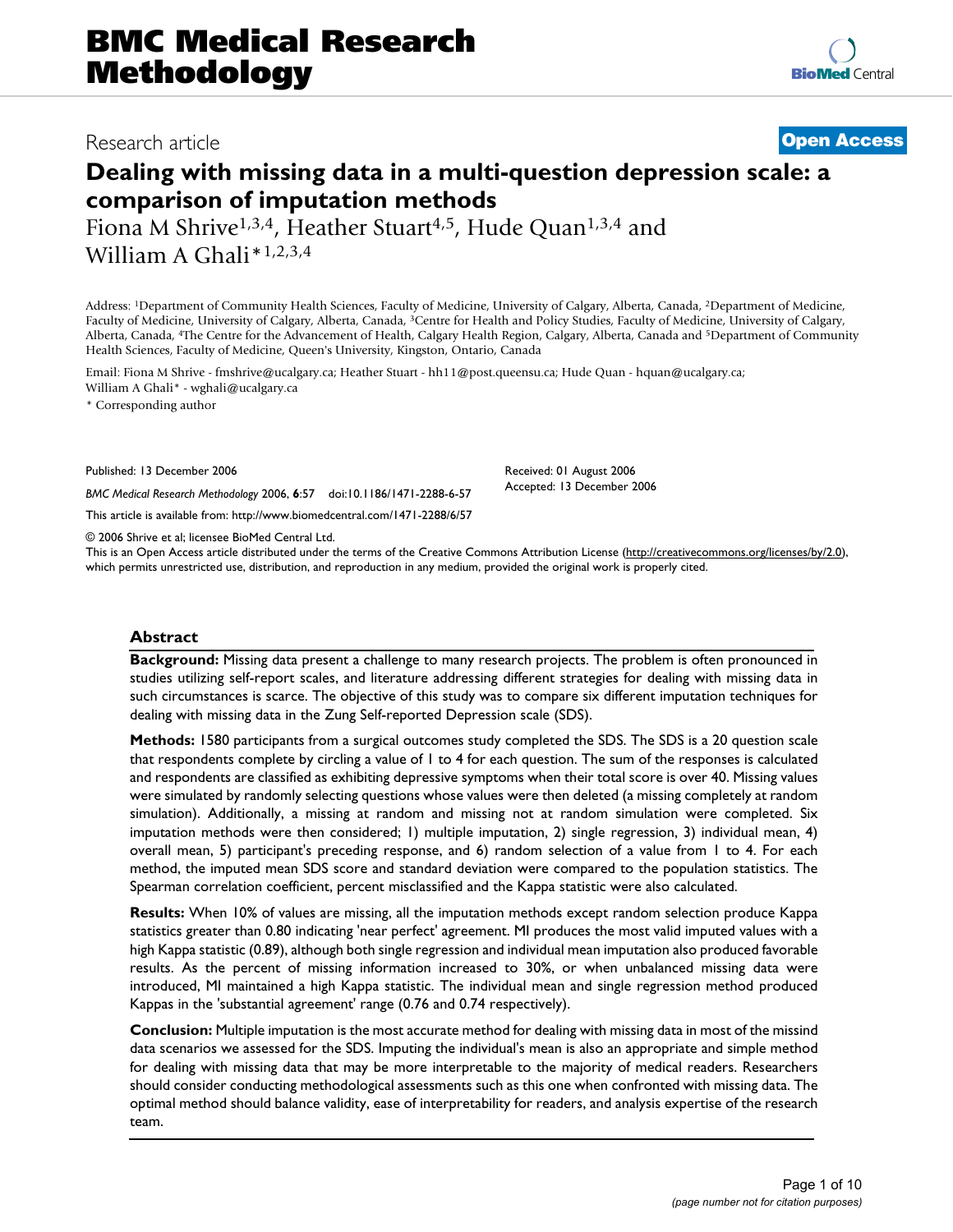# Dealing with missing data in a multi-question depression scale: a comparison of imputation methods

Fiona M Shrive[1,3,4], Heather Stuart[4,5], Hude Quan[1,3,4] and William A Ghali*[1,2,3,4]

Address: [1]Department of Community Health Sciences, Faculty of Medicine, University of Calgary, Alberta, Canada, [2]Department of Medicine, Faculty of Medicine, University of Calgary, Alberta, Canada, [3]Centre for Health and Policy Studies, Faculty of Medicine, University of Calgary, Alberta, Canada, [4]The Centre for the Advancement of Health, Calgary Health Region, Calgary, Alberta, Canada and [5]Department of Community Health Sciences, Faculty of Medicine, Queen's University, Kingston, Ontario, Canada

Email: Fiona M Shrive - fmshrive@ucalgary.ca; Heather Stuart - hh11@post.queensu.ca; Hude Quan - hquan@ucalgary.ca; William A Ghali* - wghali@ucalgary.ca

* Corresponding author

Published: 13 December 2006

*BMC Medical Research Methodology* 2006, **6**:57 doi:10.1186/1471-2288-6-57

This article is available from: http://www.biomedcentral.com/1471-2288/6/57

Received: 01 August 2006
Accepted: 13 December 2006

© 2006 Shrive et al; licensee BioMed Central Ltd.
This is an Open Access article distributed under the terms of the Creative Commons Attribution License (http://creativecommons.org/licenses/by/2.0), which permits unrestricted use, distribution, and reproduction in any medium, provided the original work is properly cited.

## Abstract

**Background:** Missing data present a challenge to many research projects. The problem is often pronounced in studies utilizing self-report scales, and literature addressing different strategies for dealing with missing data in such circumstances is scarce. The objective of this study was to compare six different imputation techniques for dealing with missing data in the Zung Self-reported Depression scale (SDS).

**Methods:** 1580 participants from a surgical outcomes study completed the SDS. The SDS is a 20 question scale that respondents complete by circling a value of 1 to 4 for each question. The sum of the responses is calculated and respondents are classified as exhibiting depressive symptoms when their total score is over 40. Missing values were simulated by randomly selecting questions whose values were then deleted (a missing completely at random simulation). Additionally, a missing at random and missing not at random simulation were completed. Six imputation methods were then considered; 1) multiple imputation, 2) single regression, 3) individual mean, 4) overall mean, 5) participant's preceding response, and 6) random selection of a value from 1 to 4. For each method, the imputed mean SDS score and standard deviation were compared to the population statistics. The Spearman correlation coefficient, percent misclassified and the Kappa statistic were also calculated.

**Results:** When 10% of values are missing, all the imputation methods except random selection produce Kappa statistics greater than 0.80 indicating 'near perfect' agreement. MI produces the most valid imputed values with a high Kappa statistic (0.89), although both single regression and individual mean imputation also produced favorable results. As the percent of missing information increased to 30%, or when unbalanced missing data were introduced, MI maintained a high Kappa statistic. The individual mean and single regression method produced Kappas in the 'substantial agreement' range (0.76 and 0.74 respectively).

**Conclusion:** Multiple imputation is the most accurate method for dealing with missing data in most of the missind data scenarios we assessed for the SDS. Imputing the individual's mean is also an appropriate and simple method for dealing with missing data that may be more interpretable to the majority of medical readers. Researchers should consider conducting methodological assessments such as this one when confronted with missing data. The optimal method should balance validity, ease of interpretability for readers, and analysis expertise of the research team.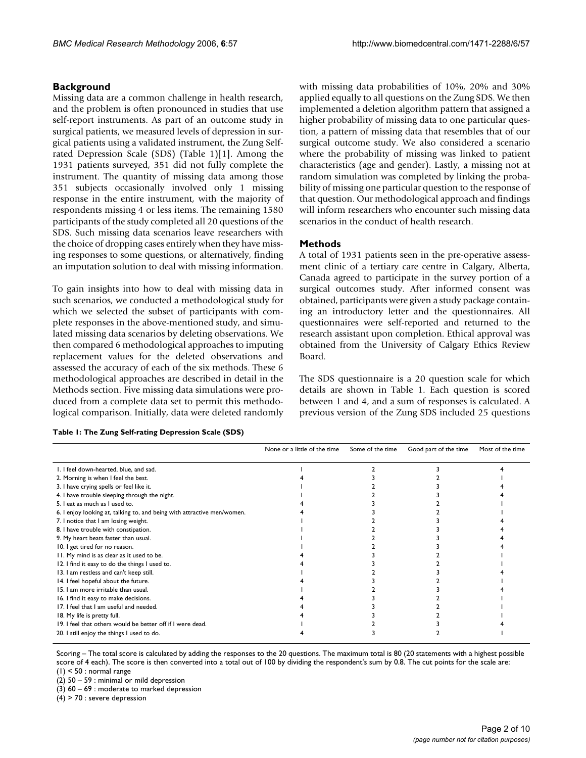## Background

Missing data are a common challenge in health research, and the problem is often pronounced in studies that use self-report instruments. As part of an outcome study in surgical patients, we measured levels of depression in surgical patients using a validated instrument, the Zung Self-rated Depression Scale (SDS) (Table 1)[1]. Among the 1931 patients surveyed, 351 did not fully complete the instrument. The quantity of missing data among those 351 subjects occasionally involved only 1 missing response in the entire instrument, with the majority of respondents missing 4 or less items. The remaining 1580 participants of the study completed all 20 questions of the SDS. Such missing data scenarios leave researchers with the choice of dropping cases entirely when they have missing responses to some questions, or alternatively, finding an imputation solution to deal with missing information.

To gain insights into how to deal with missing data in such scenarios, we conducted a methodological study for which we selected the subset of participants with complete responses in the above-mentioned study, and simulated missing data scenarios by deleting observations. We then compared 6 methodological approaches to imputing replacement values for the deleted observations and assessed the accuracy of each of the six methods. These 6 methodological approaches are described in detail in the Methods section. Five missing data simulations were produced from a complete data set to permit this methodological comparison. Initially, data were deleted randomly with missing data probabilities of 10%, 20% and 30% applied equally to all questions on the Zung SDS. We then implemented a deletion algorithm pattern that assigned a higher probability of missing data to one particular question, a pattern of missing data that resembles that of our surgical outcome study. We also considered a scenario where the probability of missing was linked to patient characteristics (age and gender). Lastly, a missing not at random simulation was completed by linking the probability of missing one particular question to the response of that question. Our methodological approach and findings will inform researchers who encounter such missing data scenarios in the conduct of health research.

## Methods

A total of 1931 patients seen in the pre-operative assessment clinic of a tertiary care centre in Calgary, Alberta, Canada agreed to participate in the survey portion of a surgical outcomes study. After informed consent was obtained, participants were given a study package containing an introductory letter and the questionnaires. All questionnaires were self-reported and returned to the research assistant upon completion. Ethical approval was obtained from the University of Calgary Ethics Review Board.

The SDS questionnaire is a 20 question scale for which details are shown in Table 1. Each question is scored between 1 and 4, and a sum of responses is calculated. A previous version of the Zung SDS included 25 questions

**Table 1: The Zung Self-rating Depression Scale (SDS)**

| | None or a little of the time | Some of the time | Good part of the time | Most of the time |
|---|---|---|---|---|
| 1. I feel down-hearted, blue, and sad. | 1 | 2 | 3 | 4 |
| 2. Morning is when I feel the best. | 4 | 3 | 2 | 1 |
| 3. I have crying spells or feel like it. | 1 | 2 | 3 | 4 |
| 4. I have trouble sleeping through the night. | 1 | 2 | 3 | 4 |
| 5. I eat as much as I used to. | 4 | 3 | 2 | 1 |
| 6. I enjoy looking at, talking to, and being with attractive men/women. | 4 | 3 | 2 | 1 |
| 7. I notice that I am losing weight. | 1 | 2 | 3 | 4 |
| 8. I have trouble with constipation. | 1 | 2 | 3 | 4 |
| 9. My heart beats faster than usual. | 1 | 2 | 3 | 4 |
| 10. I get tired for no reason. | 1 | 2 | 3 | 4 |
| 11. My mind is as clear as it used to be. | 4 | 3 | 2 | 1 |
| 12. I find it easy to do the things I used to. | 4 | 3 | 2 | 1 |
| 13. I am restless and can't keep still. | 1 | 2 | 3 | 4 |
| 14. I feel hopeful about the future. | 4 | 3 | 2 | 1 |
| 15. I am more irritable than usual. | 1 | 2 | 3 | 4 |
| 16. I find it easy to make decisions. | 4 | 3 | 2 | 1 |
| 17. I feel that I am useful and needed. | 4 | 3 | 2 | 1 |
| 18. My life is pretty full. | 4 | 3 | 2 | 1 |
| 19. I feel that others would be better off if I were dead. | 1 | 2 | 3 | 4 |
| 20. I still enjoy the things I used to do. | 4 | 3 | 2 | 1 |

Scoring – The total score is calculated by adding the responses to the 20 questions. The maximum total is 80 (20 statements with a highest possible score of 4 each). The score is then converted into a total out of 100 by dividing the respondent's sum by 0.8. The cut points for the scale are:

(1) < 50 : normal range

(2) 50 – 59 : minimal or mild depression

(3) 60 – 69 : moderate to marked depression

(4) > 70 : severe depression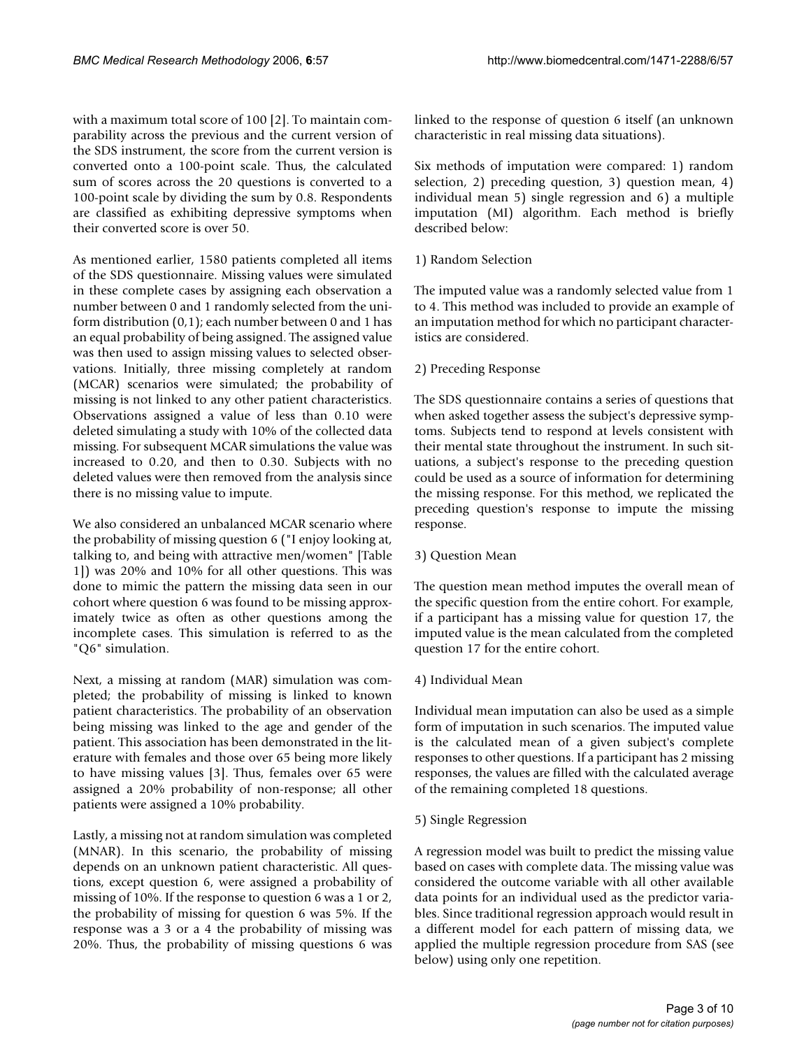with a maximum total score of 100 [2]. To maintain comparability across the previous and the current version of the SDS instrument, the score from the current version is converted onto a 100-point scale. Thus, the calculated sum of scores across the 20 questions is converted to a 100-point scale by dividing the sum by 0.8. Respondents are classified as exhibiting depressive symptoms when their converted score is over 50.

As mentioned earlier, 1580 patients completed all items of the SDS questionnaire. Missing values were simulated in these complete cases by assigning each observation a number between 0 and 1 randomly selected from the uniform distribution (0,1); each number between 0 and 1 has an equal probability of being assigned. The assigned value was then used to assign missing values to selected observations. Initially, three missing completely at random (MCAR) scenarios were simulated; the probability of missing is not linked to any other patient characteristics. Observations assigned a value of less than 0.10 were deleted simulating a study with 10% of the collected data missing. For subsequent MCAR simulations the value was increased to 0.20, and then to 0.30. Subjects with no deleted values were then removed from the analysis since there is no missing value to impute.

We also considered an unbalanced MCAR scenario where the probability of missing question 6 ("I enjoy looking at, talking to, and being with attractive men/women" [Table 1]) was 20% and 10% for all other questions. This was done to mimic the pattern the missing data seen in our cohort where question 6 was found to be missing approximately twice as often as other questions among the incomplete cases. This simulation is referred to as the "Q6" simulation.

Next, a missing at random (MAR) simulation was completed; the probability of missing is linked to known patient characteristics. The probability of an observation being missing was linked to the age and gender of the patient. This association has been demonstrated in the literature with females and those over 65 being more likely to have missing values [3]. Thus, females over 65 were assigned a 20% probability of non-response; all other patients were assigned a 10% probability.

Lastly, a missing not at random simulation was completed (MNAR). In this scenario, the probability of missing depends on an unknown patient characteristic. All questions, except question 6, were assigned a probability of missing of 10%. If the response to question 6 was a 1 or 2, the probability of missing for question 6 was 5%. If the response was a 3 or a 4 the probability of missing was 20%. Thus, the probability of missing questions 6 was linked to the response of question 6 itself (an unknown characteristic in real missing data situations).

Six methods of imputation were compared: 1) random selection, 2) preceding question, 3) question mean, 4) individual mean 5) single regression and 6) a multiple imputation (MI) algorithm. Each method is briefly described below:

1) Random Selection

The imputed value was a randomly selected value from 1 to 4. This method was included to provide an example of an imputation method for which no participant characteristics are considered.

2) Preceding Response

The SDS questionnaire contains a series of questions that when asked together assess the subject's depressive symptoms. Subjects tend to respond at levels consistent with their mental state throughout the instrument. In such situations, a subject's response to the preceding question could be used as a source of information for determining the missing response. For this method, we replicated the preceding question's response to impute the missing response.

3) Question Mean

The question mean method imputes the overall mean of the specific question from the entire cohort. For example, if a participant has a missing value for question 17, the imputed value is the mean calculated from the completed question 17 for the entire cohort.

4) Individual Mean

Individual mean imputation can also be used as a simple form of imputation in such scenarios. The imputed value is the calculated mean of a given subject's complete responses to other questions. If a participant has 2 missing responses, the values are filled with the calculated average of the remaining completed 18 questions.

5) Single Regression

A regression model was built to predict the missing value based on cases with complete data. The missing value was considered the outcome variable with all other available data points for an individual used as the predictor variables. Since traditional regression approach would result in a different model for each pattern of missing data, we applied the multiple regression procedure from SAS (see below) using only one repetition.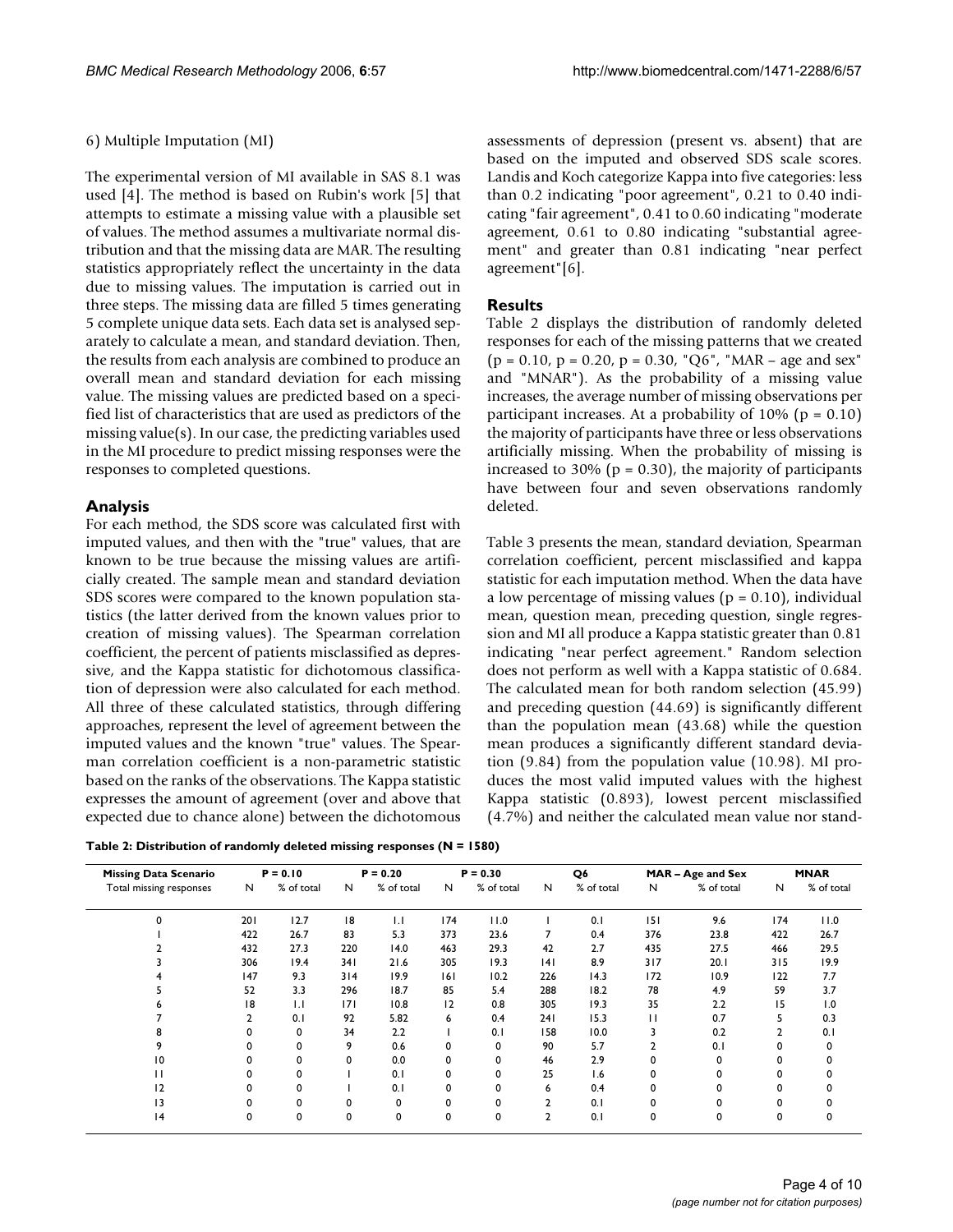6) Multiple Imputation (MI)

The experimental version of MI available in SAS 8.1 was used [4]. The method is based on Rubin's work [5] that attempts to estimate a missing value with a plausible set of values. The method assumes a multivariate normal distribution and that the missing data are MAR. The resulting statistics appropriately reflect the uncertainty in the data due to missing values. The imputation is carried out in three steps. The missing data are filled 5 times generating 5 complete unique data sets. Each data set is analysed separately to calculate a mean, and standard deviation. Then, the results from each analysis are combined to produce an overall mean and standard deviation for each missing value. The missing values are predicted based on a specified list of characteristics that are used as predictors of the missing value(s). In our case, the predicting variables used in the MI procedure to predict missing responses were the responses to completed questions.

## Analysis

For each method, the SDS score was calculated first with imputed values, and then with the "true" values, that are known to be true because the missing values are artificially created. The sample mean and standard deviation SDS scores were compared to the known population statistics (the latter derived from the known values prior to creation of missing values). The Spearman correlation coefficient, the percent of patients misclassified as depressive, and the Kappa statistic for dichotomous classification of depression were also calculated for each method. All three of these calculated statistics, through differing approaches, represent the level of agreement between the imputed values and the known "true" values. The Spearman correlation coefficient is a non-parametric statistic based on the ranks of the observations. The Kappa statistic expresses the amount of agreement (over and above that expected due to chance alone) between the dichotomous assessments of depression (present vs. absent) that are based on the imputed and observed SDS scale scores. Landis and Koch categorize Kappa into five categories: less than 0.2 indicating "poor agreement", 0.21 to 0.40 indicating "fair agreement", 0.41 to 0.60 indicating "moderate agreement, 0.61 to 0.80 indicating "substantial agreement" and greater than 0.81 indicating "near perfect agreement"[6].

## Results

Table 2 displays the distribution of randomly deleted responses for each of the missing patterns that we created (p = 0.10, p = 0.20, p = 0.30, "Q6", "MAR – age and sex" and "MNAR"). As the probability of a missing value increases, the average number of missing observations per participant increases. At a probability of 10% (p = 0.10) the majority of participants have three or less observations artificially missing. When the probability of missing is increased to 30% (p = 0.30), the majority of participants have between four and seven observations randomly deleted.

Table 3 presents the mean, standard deviation, Spearman correlation coefficient, percent misclassified and kappa statistic for each imputation method. When the data have a low percentage of missing values (p = 0.10), individual mean, question mean, preceding question, single regression and MI all produce a Kappa statistic greater than 0.81 indicating "near perfect agreement." Random selection does not perform as well with a Kappa statistic of 0.684. The calculated mean for both random selection (45.99) and preceding question (44.69) is significantly different than the population mean (43.68) while the question mean produces a significantly different standard deviation (9.84) from the population value (10.98). MI produces the most valid imputed values with the highest Kappa statistic (0.893), lowest percent misclassified (4.7%) and neither the calculated mean value nor stand-

**Table 2: Distribution of randomly deleted missing responses (N = 1580)**

| Missing Data Scenario | P = 0.10 | | P = 0.20 | | P = 0.30 | | Q6 | | MAR – Age and Sex | | MNAR | |
|---|---|---|---|---|---|---|---|---|---|---|---|---|
| Total missing responses | N | % of total | N | % of total | N | % of total | N | % of total | N | % of total | N | % of total |
| 0 | 201 | 12.7 | 18 | 1.1 | 174 | 11.0 | 1 | 0.1 | 151 | 9.6 | 174 | 11.0 |
| 1 | 422 | 26.7 | 83 | 5.3 | 373 | 23.6 | 7 | 0.4 | 376 | 23.8 | 422 | 26.7 |
| 2 | 432 | 27.3 | 220 | 14.0 | 463 | 29.3 | 42 | 2.7 | 435 | 27.5 | 466 | 29.5 |
| 3 | 306 | 19.4 | 341 | 21.6 | 305 | 19.3 | 141 | 8.9 | 317 | 20.1 | 315 | 19.9 |
| 4 | 147 | 9.3 | 314 | 19.9 | 161 | 10.2 | 226 | 14.3 | 172 | 10.9 | 122 | 7.7 |
| 5 | 52 | 3.3 | 296 | 18.7 | 85 | 5.4 | 288 | 18.2 | 78 | 4.9 | 59 | 3.7 |
| 6 | 18 | 1.1 | 171 | 10.8 | 12 | 0.8 | 305 | 19.3 | 35 | 2.2 | 15 | 1.0 |
| 7 | 2 | 0.1 | 92 | 5.82 | 6 | 0.4 | 241 | 15.3 | 11 | 0.7 | 5 | 0.3 |
| 8 | 0 | 0 | 34 | 2.2 | 1 | 0.1 | 158 | 10.0 | 3 | 0.2 | 2 | 0.1 |
| 9 | 0 | 0 | 9 | 0.6 | 0 | 0 | 90 | 5.7 | 2 | 0.1 | 0 | 0 |
| 10 | 0 | 0 | 0 | 0.0 | 0 | 0 | 46 | 2.9 | 0 | 0 | 0 | 0 |
| 11 | 0 | 0 | 1 | 0.1 | 0 | 0 | 25 | 1.6 | 0 | 0 | 0 | 0 |
| 12 | 0 | 0 | 1 | 0.1 | 0 | 0 | 6 | 0.4 | 0 | 0 | 0 | 0 |
| 13 | 0 | 0 | 0 | 0 | 0 | 0 | 2 | 0.1 | 0 | 0 | 0 | 0 |
| 14 | 0 | 0 | 0 | 0 | 0 | 0 | 2 | 0.1 | 0 | 0 | 0 | 0 |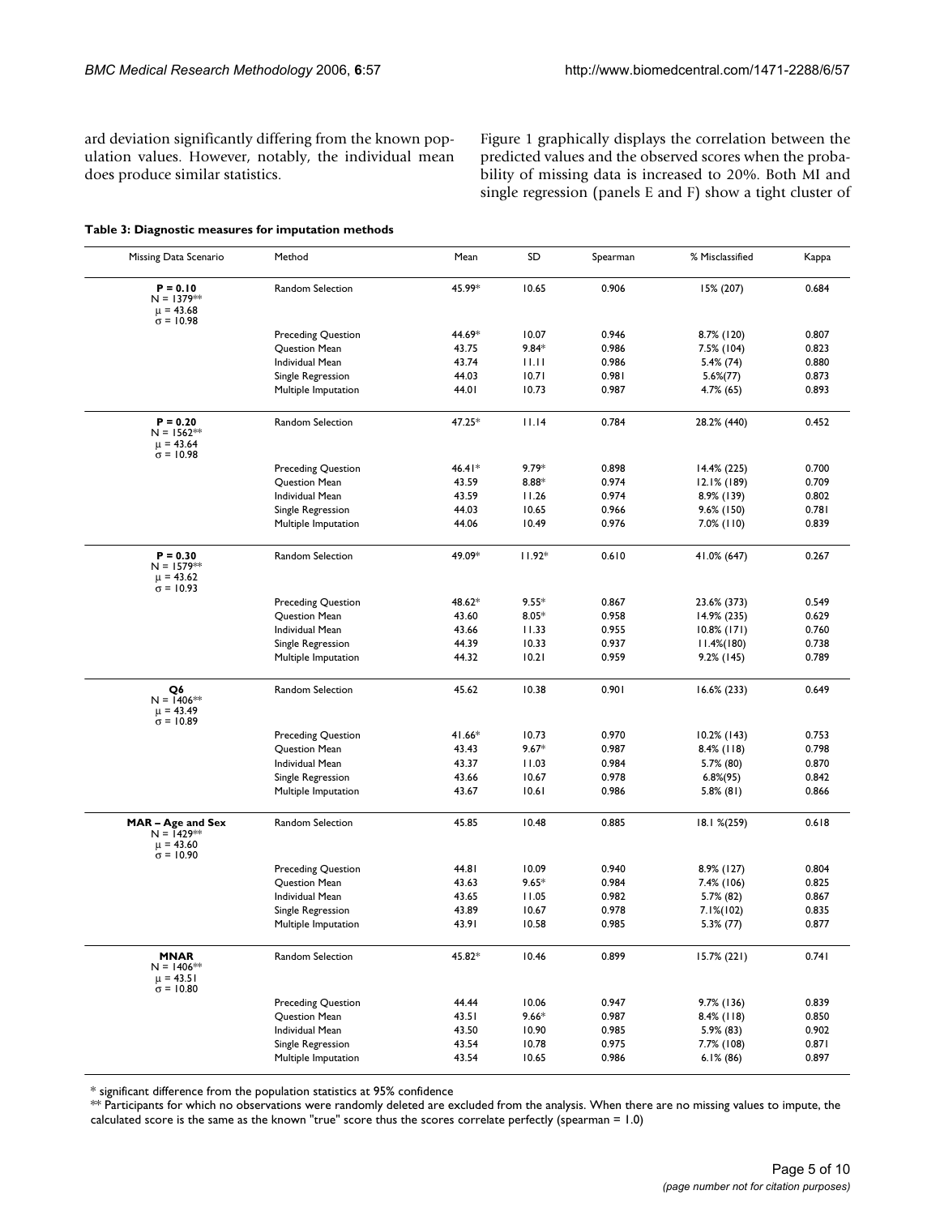ard deviation significantly differing from the known population values. However, notably, the individual mean does produce similar statistics.

Figure 1 graphically displays the correlation between the predicted values and the observed scores when the probability of missing data is increased to 20%. Both MI and single regression (panels E and F) show a tight cluster of

**Table 3: Diagnostic measures for imputation methods**

| Missing Data Scenario | Method | Mean | SD | Spearman | % Misclassified | Kappa |
| --- | --- | --- | --- | --- | --- | --- |
| **P = 0.10** N = 1379** $\mu$ = 43.68 $\sigma$ = 10.98 | Random Selection | 45.99* | 10.65 | 0.906 | 15% (207) | 0.684 |
| | Preceding Question | 44.69* | 10.07 | 0.946 | 8.7% (120) | 0.807 |
| | Question Mean | 43.75 | 9.84* | 0.986 | 7.5% (104) | 0.823 |
| | Individual Mean | 43.74 | 11.11 | 0.986 | 5.4% (74) | 0.880 |
| | Single Regression | 44.03 | 10.71 | 0.981 | 5.6%(77) | 0.873 |
| | Multiple Imputation | 44.01 | 10.73 | 0.987 | 4.7% (65) | 0.893 |
| **P = 0.20** N = 1562** $\mu$ = 43.64 $\sigma$ = 10.98 | Random Selection | 47.25* | 11.14 | 0.784 | 28.2% (440) | 0.452 |
| | Preceding Question | 46.41* | 9.79* | 0.898 | 14.4% (225) | 0.700 |
| | Question Mean | 43.59 | 8.88* | 0.974 | 12.1% (189) | 0.709 |
| | Individual Mean | 43.59 | 11.26 | 0.974 | 8.9% (139) | 0.802 |
| | Single Regression | 44.03 | 10.65 | 0.966 | 9.6% (150) | 0.781 |
| | Multiple Imputation | 44.06 | 10.49 | 0.976 | 7.0% (110) | 0.839 |
| **P = 0.30** N = 1579** $\mu$ = 43.62 $\sigma$ = 10.93 | Random Selection | 49.09* | 11.92* | 0.610 | 41.0% (647) | 0.267 |
| | Preceding Question | 48.62* | 9.55* | 0.867 | 23.6% (373) | 0.549 |
| | Question Mean | 43.60 | 8.05* | 0.958 | 14.9% (235) | 0.629 |
| | Individual Mean | 43.66 | 11.33 | 0.955 | 10.8% (171) | 0.760 |
| | Single Regression | 44.39 | 10.33 | 0.937 | 11.4%(180) | 0.738 |
| | Multiple Imputation | 44.32 | 10.21 | 0.959 | 9.2% (145) | 0.789 |
| **Q6** N = 1406** $\mu$ = 43.49 $\sigma$ = 10.89 | Random Selection | 45.62 | 10.38 | 0.901 | 16.6% (233) | 0.649 |
| | Preceding Question | 41.66* | 10.73 | 0.970 | 10.2% (143) | 0.753 |
| | Question Mean | 43.43 | 9.67* | 0.987 | 8.4% (118) | 0.798 |
| | Individual Mean | 43.37 | 11.03 | 0.984 | 5.7% (80) | 0.870 |
| | Single Regression | 43.66 | 10.67 | 0.978 | 6.8%(95) | 0.842 |
| | Multiple Imputation | 43.67 | 10.61 | 0.986 | 5.8% (81) | 0.866 |
| **MAR – Age and Sex** N = 1429** $\mu$ = 43.60 $\sigma$ = 10.90 | Random Selection | 45.85 | 10.48 | 0.885 | 18.1 %(259) | 0.618 |
| | Preceding Question | 44.81 | 10.09 | 0.940 | 8.9% (127) | 0.804 |
| | Question Mean | 43.63 | 9.65* | 0.984 | 7.4% (106) | 0.825 |
| | Individual Mean | 43.65 | 11.05 | 0.982 | 5.7% (82) | 0.867 |
| | Single Regression | 43.89 | 10.67 | 0.978 | 7.1%(102) | 0.835 |
| | Multiple Imputation | 43.91 | 10.58 | 0.985 | 5.3% (77) | 0.877 |
| **MNAR** N = 1406** $\mu$ = 43.51 $\sigma$ = 10.80 | Random Selection | 45.82* | 10.46 | 0.899 | 15.7% (221) | 0.741 |
| | Preceding Question | 44.44 | 10.06 | 0.947 | 9.7% (136) | 0.839 |
| | Question Mean | 43.51 | 9.66* | 0.987 | 8.4% (118) | 0.850 |
| | Individual Mean | 43.50 | 10.90 | 0.985 | 5.9% (83) | 0.902 |
| | Single Regression | 43.54 | 10.78 | 0.975 | 7.7% (108) | 0.871 |
| | Multiple Imputation | 43.54 | 10.65 | 0.986 | 6.1% (86) | 0.897 |

\* significant difference from the population statistics at 95% confidence

** Participants for which no observations were randomly deleted are excluded from the analysis. When there are no missing values to impute, the calculated score is the same as the known "true" score thus the scores correlate perfectly (spearman = 1.0)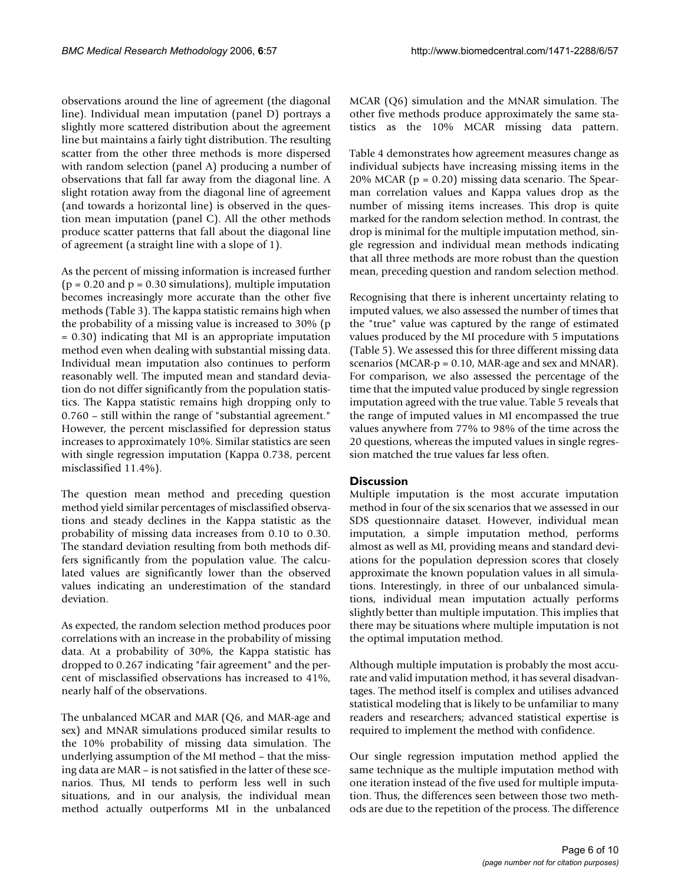observations around the line of agreement (the diagonal line). Individual mean imputation (panel D) portrays a slightly more scattered distribution about the agreement line but maintains a fairly tight distribution. The resulting scatter from the other three methods is more dispersed with random selection (panel A) producing a number of observations that fall far away from the diagonal line. A slight rotation away from the diagonal line of agreement (and towards a horizontal line) is observed in the question mean imputation (panel C). All the other methods produce scatter patterns that fall about the diagonal line of agreement (a straight line with a slope of 1).

As the percent of missing information is increased further ($p = 0.20$ and $p = 0.30$ simulations), multiple imputation becomes increasingly more accurate than the other five methods (Table 3). The kappa statistic remains high when the probability of a missing value is increased to 30% ($p = 0.30$) indicating that MI is an appropriate imputation method even when dealing with substantial missing data. Individual mean imputation also continues to perform reasonably well. The imputed mean and standard deviation do not differ significantly from the population statistics. The Kappa statistic remains high dropping only to 0.760 – still within the range of "substantial agreement." However, the percent misclassified for depression status increases to approximately 10%. Similar statistics are seen with single regression imputation (Kappa 0.738, percent misclassified 11.4%).

The question mean method and preceding question method yield similar percentages of misclassified observations and steady declines in the Kappa statistic as the probability of missing data increases from 0.10 to 0.30. The standard deviation resulting from both methods differs significantly from the population value. The calculated values are significantly lower than the observed values indicating an underestimation of the standard deviation.

As expected, the random selection method produces poor correlations with an increase in the probability of missing data. At a probability of 30%, the Kappa statistic has dropped to 0.267 indicating "fair agreement" and the percent of misclassified observations has increased to 41%, nearly half of the observations.

The unbalanced MCAR and MAR (Q6, and MAR-age and sex) and MNAR simulations produced similar results to the 10% probability of missing data simulation. The underlying assumption of the MI method – that the missing data are MAR – is not satisfied in the latter of these scenarios. Thus, MI tends to perform less well in such situations, and in our analysis, the individual mean method actually outperforms MI in the unbalanced MCAR (Q6) simulation and the MNAR simulation. The other five methods produce approximately the same statistics as the 10% MCAR missing data pattern.

Table 4 demonstrates how agreement measures change as individual subjects have increasing missing items in the 20% MCAR ($p = 0.20$) missing data scenario. The Spearman correlation values and Kappa values drop as the number of missing items increases. This drop is quite marked for the random selection method. In contrast, the drop is minimal for the multiple imputation method, single regression and individual mean methods indicating that all three methods are more robust than the question mean, preceding question and random selection method.

Recognising that there is inherent uncertainty relating to imputed values, we also assessed the number of times that the "true" value was captured by the range of estimated values produced by the MI procedure with 5 imputations (Table 5). We assessed this for three different missing data scenarios (MCAR-$p = 0.10$, MAR-age and sex and MNAR). For comparison, we also assessed the percentage of the time that the imputed value produced by single regression imputation agreed with the true value. Table 5 reveals that the range of imputed values in MI encompassed the true values anywhere from 77% to 98% of the time across the 20 questions, whereas the imputed values in single regression matched the true values far less often.

## Discussion

Multiple imputation is the most accurate imputation method in four of the six scenarios that we assessed in our SDS questionnaire dataset. However, individual mean imputation, a simple imputation method, performs almost as well as MI, providing means and standard deviations for the population depression scores that closely approximate the known population values in all simulations. Interestingly, in three of our unbalanced simulations, individual mean imputation actually performs slightly better than multiple imputation. This implies that there may be situations where multiple imputation is not the optimal imputation method.

Although multiple imputation is probably the most accurate and valid imputation method, it has several disadvantages. The method itself is complex and utilises advanced statistical modeling that is likely to be unfamiliar to many readers and researchers; advanced statistical expertise is required to implement the method with confidence.

Our single regression imputation method applied the same technique as the multiple imputation method with one iteration instead of the five used for multiple imputation. Thus, the differences seen between those two methods are due to the repetition of the process. The difference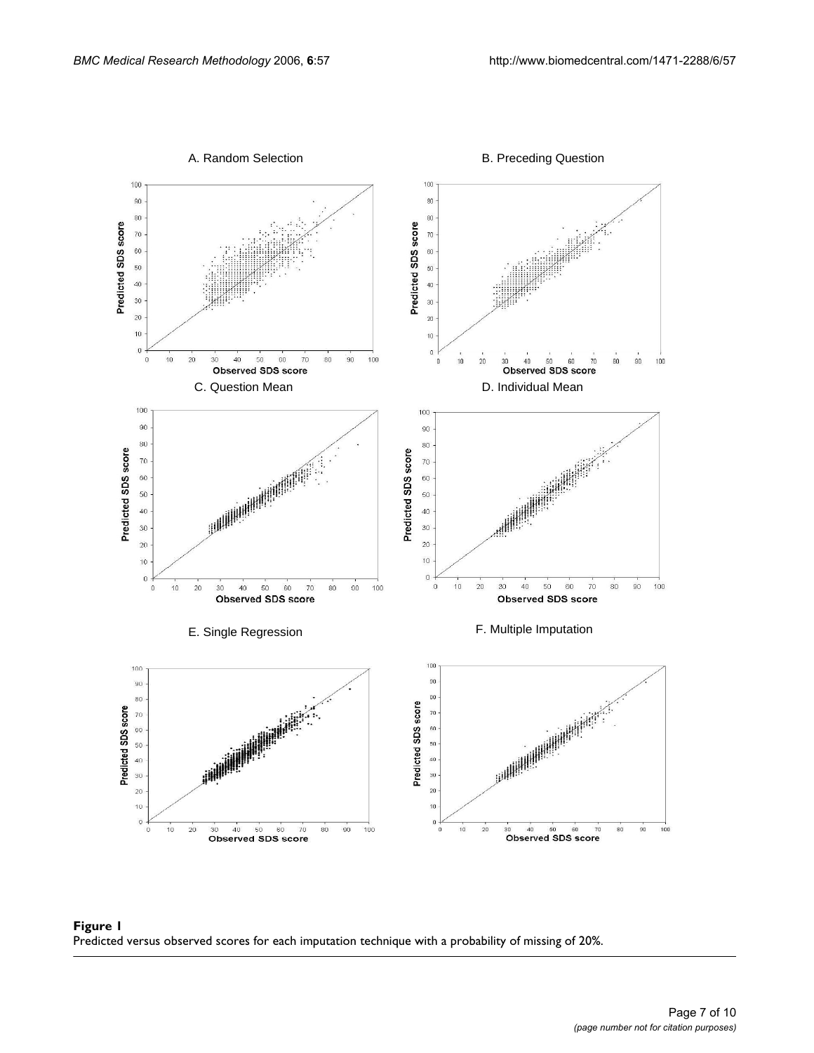**Figure 1**
Predicted versus observed scores for each imputation technique with a probability of missing of 20%.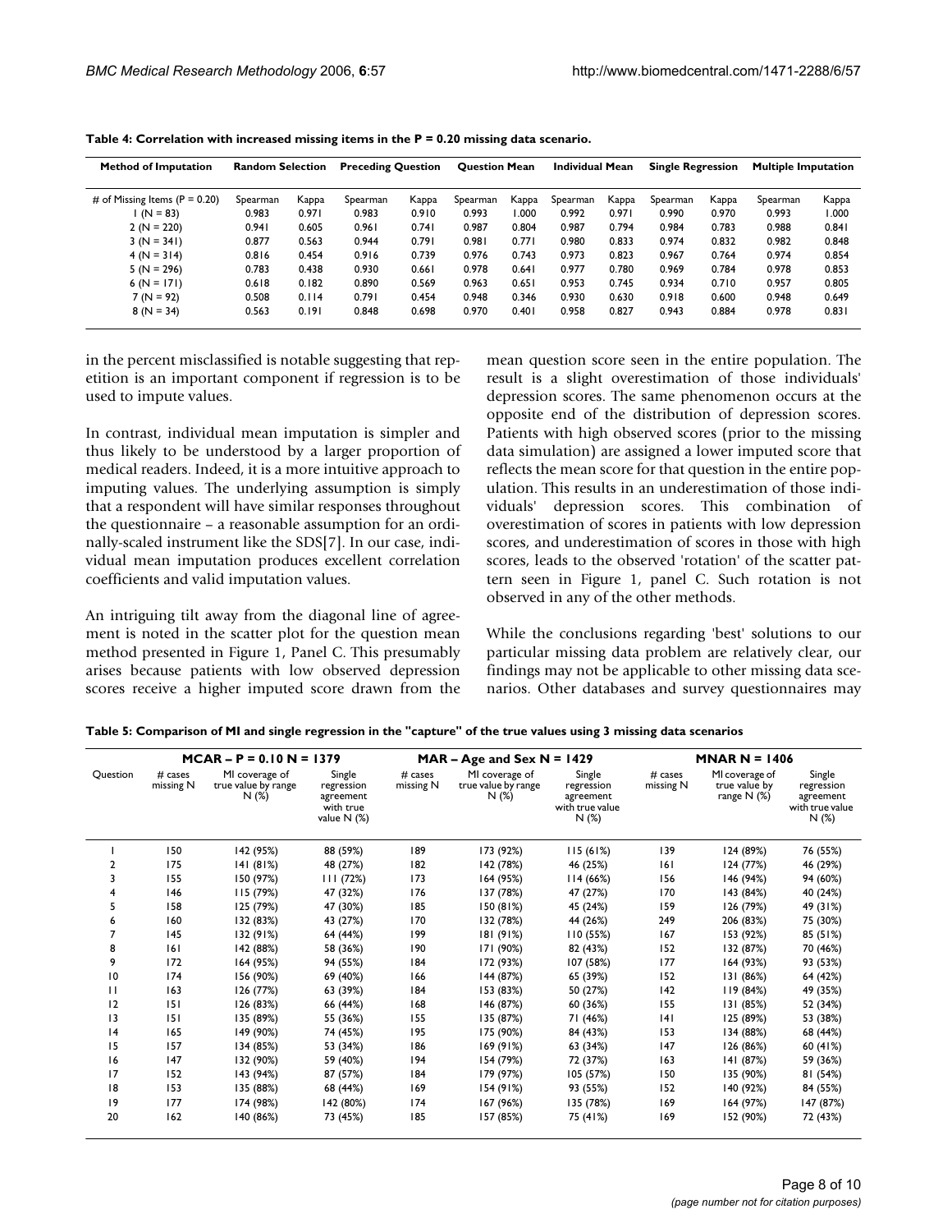**Table 4: Correlation with increased missing items in the P = 0.20 missing data scenario.**

| Method of Imputation | Random Selection | | Preceding Question | | Question Mean | | Individual Mean | | Single Regression | | Multiple Imputation | |
|---|---|---|---|---|---|---|---|---|---|---|---|---|
| # of Missing Items (P = 0.20) | Spearman | Kappa | Spearman | Kappa | Spearman | Kappa | Spearman | Kappa | Spearman | Kappa | Spearman | Kappa |
| 1 (N = 83) | 0.983 | 0.971 | 0.983 | 0.910 | 0.993 | 1.000 | 0.992 | 0.971 | 0.990 | 0.970 | 0.993 | 1.000 |
| 2 (N = 220) | 0.941 | 0.605 | 0.961 | 0.741 | 0.987 | 0.804 | 0.987 | 0.794 | 0.984 | 0.783 | 0.988 | 0.841 |
| 3 (N = 341) | 0.877 | 0.563 | 0.944 | 0.791 | 0.981 | 0.771 | 0.980 | 0.833 | 0.974 | 0.832 | 0.982 | 0.848 |
| 4 (N = 314) | 0.816 | 0.454 | 0.916 | 0.739 | 0.976 | 0.743 | 0.973 | 0.823 | 0.967 | 0.764 | 0.974 | 0.854 |
| 5 (N = 296) | 0.783 | 0.438 | 0.930 | 0.661 | 0.978 | 0.641 | 0.977 | 0.780 | 0.969 | 0.784 | 0.978 | 0.853 |
| 6 (N = 171) | 0.618 | 0.182 | 0.890 | 0.569 | 0.963 | 0.651 | 0.953 | 0.745 | 0.934 | 0.710 | 0.957 | 0.805 |
| 7 (N = 92) | 0.508 | 0.114 | 0.791 | 0.454 | 0.948 | 0.346 | 0.930 | 0.630 | 0.918 | 0.600 | 0.948 | 0.649 |
| 8 (N = 34) | 0.563 | 0.191 | 0.848 | 0.698 | 0.970 | 0.401 | 0.958 | 0.827 | 0.943 | 0.884 | 0.978 | 0.831 |

in the percent misclassified is notable suggesting that repetition is an important component if regression is to be used to impute values.

In contrast, individual mean imputation is simpler and thus likely to be understood by a larger proportion of medical readers. Indeed, it is a more intuitive approach to imputing values. The underlying assumption is simply that a respondent will have similar responses throughout the questionnaire – a reasonable assumption for an ordinally-scaled instrument like the SDS[7]. In our case, individual mean imputation produces excellent correlation coefficients and valid imputation values.

An intriguing tilt away from the diagonal line of agreement is noted in the scatter plot for the question mean method presented in Figure 1, Panel C. This presumably arises because patients with low observed depression scores receive a higher imputed score drawn from the mean question score seen in the entire population. The result is a slight overestimation of those individuals' depression scores. The same phenomenon occurs at the opposite end of the distribution of depression scores. Patients with high observed scores (prior to the missing data simulation) are assigned a lower imputed score that reflects the mean score for that question in the entire population. This results in an underestimation of those individuals' depression scores. This combination of overestimation of scores in patients with low depression scores, and underestimation of scores in those with high scores, leads to the observed 'rotation' of the scatter pattern seen in Figure 1, panel C. Such rotation is not observed in any of the other methods.

While the conclusions regarding 'best' solutions to our particular missing data problem are relatively clear, our findings may not be applicable to other missing data scenarios. Other databases and survey questionnaires may

**Table 5: Comparison of MI and single regression in the "capture" of the true values using 3 missing data scenarios**

| | MCAR – P = 0.10 N = 1379 | | | MAR – Age and Sex N = 1429 | | | MNAR N = 1406 | | |
|---|---|---|---|---|---|---|---|---|---|
| Question | # cases missing N | MI coverage of true value by range N (%) | Single regression agreement with true value N (%) | # cases missing N | MI coverage of true value by range N (%) | Single regression agreement with true value N (%) | # cases missing N | MI coverage of true value by range N (%) | Single regression agreement with true value N (%) |
| 1 | 150 | 142 (95%) | 88 (59%) | 189 | 173 (92%) | 115 (61%) | 139 | 124 (89%) | 76 (55%) |
| 2 | 175 | 141 (81%) | 48 (27%) | 182 | 142 (78%) | 46 (25%) | 161 | 124 (77%) | 46 (29%) |
| 3 | 155 | 150 (97%) | 111 (72%) | 173 | 164 (95%) | 114 (66%) | 156 | 146 (94%) | 94 (60%) |
| 4 | 146 | 115 (79%) | 47 (32%) | 176 | 137 (78%) | 47 (27%) | 170 | 143 (84%) | 40 (24%) |
| 5 | 158 | 125 (79%) | 47 (30%) | 185 | 150 (81%) | 45 (24%) | 159 | 126 (79%) | 49 (31%) |
| 6 | 160 | 132 (83%) | 43 (27%) | 170 | 132 (78%) | 44 (26%) | 249 | 206 (83%) | 75 (30%) |
| 7 | 145 | 132 (91%) | 64 (44%) | 199 | 181 (91%) | 110 (55%) | 167 | 153 (92%) | 85 (51%) |
| 8 | 161 | 142 (88%) | 58 (36%) | 190 | 171 (90%) | 82 (43%) | 152 | 132 (87%) | 70 (46%) |
| 9 | 172 | 164 (95%) | 94 (55%) | 184 | 172 (93%) | 107 (58%) | 177 | 164 (93%) | 93 (53%) |
| 10 | 174 | 156 (90%) | 69 (40%) | 166 | 144 (87%) | 65 (39%) | 152 | 131 (86%) | 64 (42%) |
| 11 | 163 | 126 (77%) | 63 (39%) | 184 | 153 (83%) | 50 (27%) | 142 | 119 (84%) | 49 (35%) |
| 12 | 151 | 126 (83%) | 66 (44%) | 168 | 146 (87%) | 60 (36%) | 155 | 131 (85%) | 52 (34%) |
| 13 | 151 | 135 (89%) | 55 (36%) | 155 | 135 (87%) | 71 (46%) | 141 | 125 (89%) | 53 (38%) |
| 14 | 165 | 149 (90%) | 74 (45%) | 195 | 175 (90%) | 84 (43%) | 153 | 134 (88%) | 68 (44%) |
| 15 | 157 | 134 (85%) | 53 (34%) | 186 | 169 (91%) | 63 (34%) | 147 | 126 (86%) | 60 (41%) |
| 16 | 147 | 132 (90%) | 59 (40%) | 194 | 154 (79%) | 72 (37%) | 163 | 141 (87%) | 59 (36%) |
| 17 | 152 | 143 (94%) | 87 (57%) | 184 | 179 (97%) | 105 (57%) | 150 | 135 (90%) | 81 (54%) |
| 18 | 153 | 135 (88%) | 68 (44%) | 169 | 154 (91%) | 93 (55%) | 152 | 140 (92%) | 84 (55%) |
| 19 | 177 | 174 (98%) | 142 (80%) | 174 | 167 (96%) | 135 (78%) | 169 | 164 (97%) | 147 (87%) |
| 20 | 162 | 140 (86%) | 73 (45%) | 185 | 157 (85%) | 75 (41%) | 169 | 152 (90%) | 72 (43%) |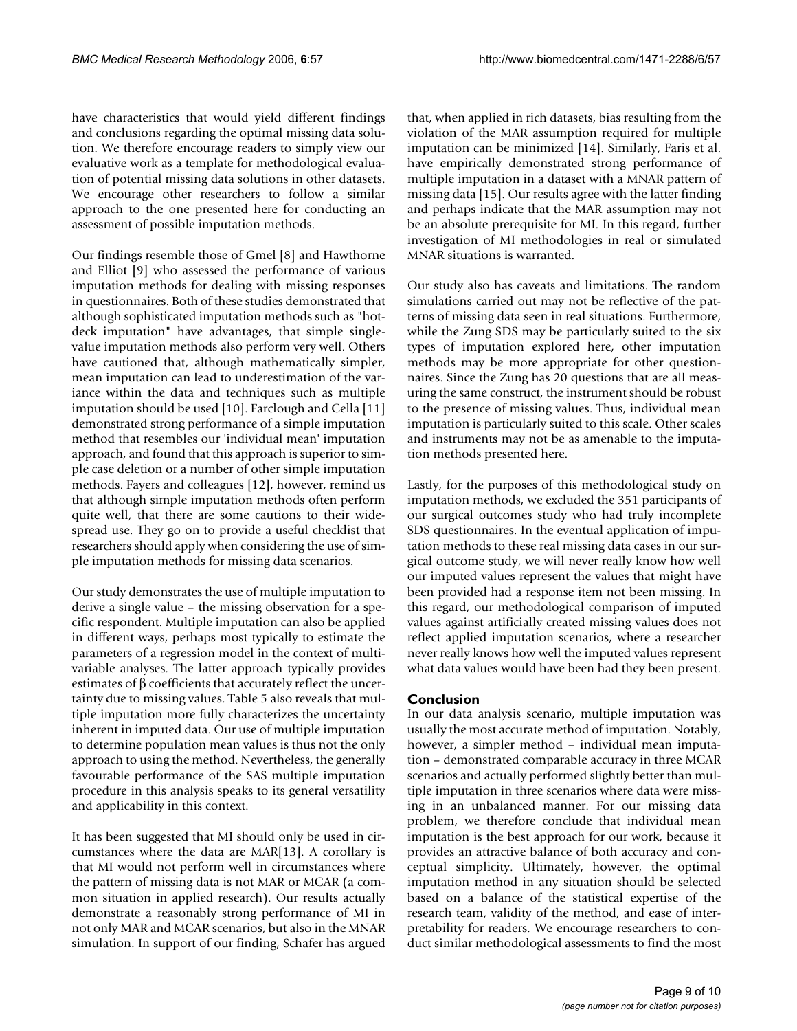have characteristics that would yield different findings and conclusions regarding the optimal missing data solution. We therefore encourage readers to simply view our evaluative work as a template for methodological evaluation of potential missing data solutions in other datasets. We encourage other researchers to follow a similar approach to the one presented here for conducting an assessment of possible imputation methods.

Our findings resemble those of Gmel [8] and Hawthorne and Elliot [9] who assessed the performance of various imputation methods for dealing with missing responses in questionnaires. Both of these studies demonstrated that although sophisticated imputation methods such as "hot-deck imputation" have advantages, that simple single-value imputation methods also perform very well. Others have cautioned that, although mathematically simpler, mean imputation can lead to underestimation of the variance within the data and techniques such as multiple imputation should be used [10]. Farclough and Cella [11] demonstrated strong performance of a simple imputation method that resembles our 'individual mean' imputation approach, and found that this approach is superior to simple case deletion or a number of other simple imputation methods. Fayers and colleagues [12], however, remind us that although simple imputation methods often perform quite well, that there are some cautions to their widespread use. They go on to provide a useful checklist that researchers should apply when considering the use of simple imputation methods for missing data scenarios.

Our study demonstrates the use of multiple imputation to derive a single value – the missing observation for a specific respondent. Multiple imputation can also be applied in different ways, perhaps most typically to estimate the parameters of a regression model in the context of multivariable analyses. The latter approach typically provides estimates of β coefficients that accurately reflect the uncertainty due to missing values. Table 5 also reveals that multiple imputation more fully characterizes the uncertainty inherent in imputed data. Our use of multiple imputation to determine population mean values is thus not the only approach to using the method. Nevertheless, the generally favourable performance of the SAS multiple imputation procedure in this analysis speaks to its general versatility and applicability in this context.

It has been suggested that MI should only be used in circumstances where the data are MAR[13]. A corollary is that MI would not perform well in circumstances where the pattern of missing data is not MAR or MCAR (a common situation in applied research). Our results actually demonstrate a reasonably strong performance of MI in not only MAR and MCAR scenarios, but also in the MNAR simulation. In support of our finding, Schafer has argued that, when applied in rich datasets, bias resulting from the violation of the MAR assumption required for multiple imputation can be minimized [14]. Similarly, Faris et al. have empirically demonstrated strong performance of multiple imputation in a dataset with a MNAR pattern of missing data [15]. Our results agree with the latter finding and perhaps indicate that the MAR assumption may not be an absolute prerequisite for MI. In this regard, further investigation of MI methodologies in real or simulated MNAR situations is warranted.

Our study also has caveats and limitations. The random simulations carried out may not be reflective of the patterns of missing data seen in real situations. Furthermore, while the Zung SDS may be particularly suited to the six types of imputation explored here, other imputation methods may be more appropriate for other questionnaires. Since the Zung has 20 questions that are all measuring the same construct, the instrument should be robust to the presence of missing values. Thus, individual mean imputation is particularly suited to this scale. Other scales and instruments may not be as amenable to the imputation methods presented here.

Lastly, for the purposes of this methodological study on imputation methods, we excluded the 351 participants of our surgical outcomes study who had truly incomplete SDS questionnaires. In the eventual application of imputation methods to these real missing data cases in our surgical outcome study, we will never really know how well our imputed values represent the values that might have been provided had a response item not been missing. In this regard, our methodological comparison of imputed values against artificially created missing values does not reflect applied imputation scenarios, where a researcher never really knows how well the imputed values represent what data values would have been had they been present.

## Conclusion

In our data analysis scenario, multiple imputation was usually the most accurate method of imputation. Notably, however, a simpler method – individual mean imputation – demonstrated comparable accuracy in three MCAR scenarios and actually performed slightly better than multiple imputation in three scenarios where data were missing in an unbalanced manner. For our missing data problem, we therefore conclude that individual mean imputation is the best approach for our work, because it provides an attractive balance of both accuracy and conceptual simplicity. Ultimately, however, the optimal imputation method in any situation should be selected based on a balance of the statistical expertise of the research team, validity of the method, and ease of interpretability for readers. We encourage researchers to conduct similar methodological assessments to find the most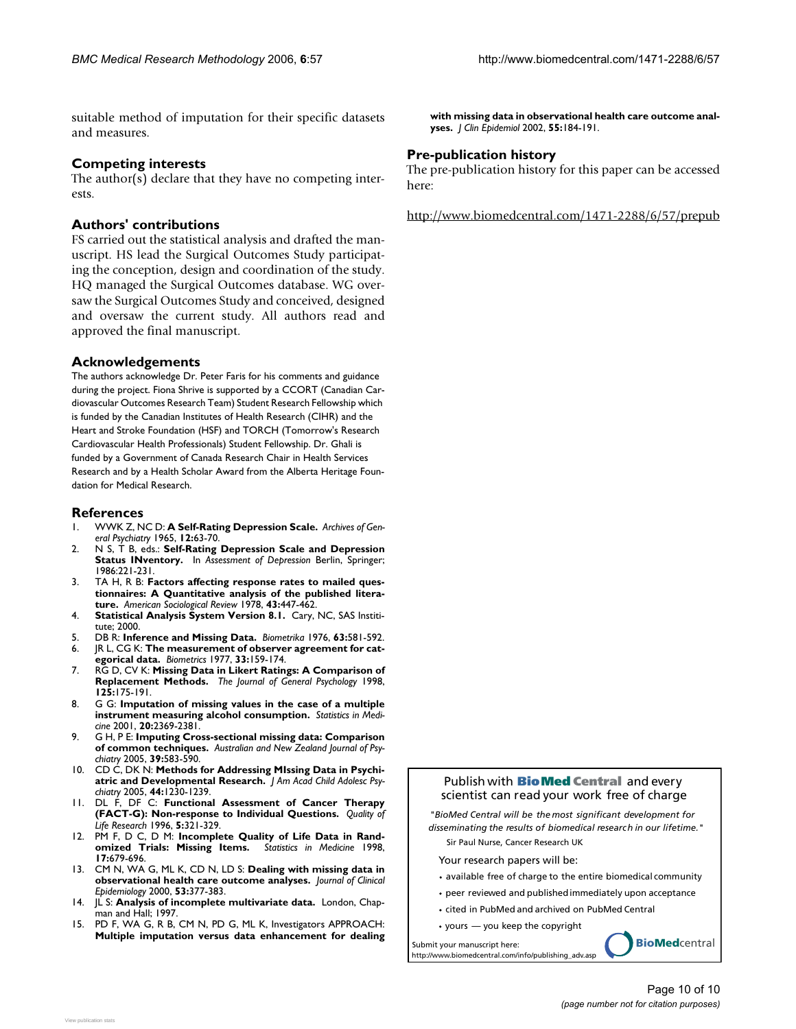suitable method of imputation for their specific datasets and measures.

## Competing interests

The author(s) declare that they have no competing interests.

## Authors' contributions

FS carried out the statistical analysis and drafted the manuscript. HS lead the Surgical Outcomes Study participating the conception, design and coordination of the study. HQ managed the Surgical Outcomes database. WG oversaw the Surgical Outcomes Study and conceived, designed and oversaw the current study. All authors read and approved the final manuscript.

## Acknowledgements

The authors acknowledge Dr. Peter Faris for his comments and guidance during the project. Fiona Shrive is supported by a CCORT (Canadian Cardiovascular Outcomes Research Team) Student Research Fellowship which is funded by the Canadian Institutes of Health Research (CIHR) and the Heart and Stroke Foundation (HSF) and TORCH (Tomorrow's Research Cardiovascular Health Professionals) Student Fellowship. Dr. Ghali is funded by a Government of Canada Research Chair in Health Services Research and by a Health Scholar Award from the Alberta Heritage Foundation for Medical Research.

## References

1. WWK Z, NC D: **A Self-Rating Depression Scale.** *Archives of General Psychiatry* 1965, **12:**63-70.
2. N S, T B, eds.: **Self-Rating Depression Scale and Depression Status INventory.** In *Assessment of Depression* Berlin, Springer; 1986:221-231.
3. TA H, R B: **Factors affecting response rates to mailed questionnaires: A Quantitative analysis of the published literature.** *American Sociological Review* 1978, **43:**447-462.
4. **Statistical Analysis System Version 8.1.** Cary, NC, SAS Institute; 2000.
5. DB R: **Inference and Missing Data.** *Biometrika* 1976, **63:**581-592.
6. JR L, CG K: **The measurement of observer agreement for categorical data.** *Biometrics* 1977, **33:**159-174.
7. RG D, CV K: **Missing Data in Likert Ratings: A Comparison of Replacement Methods.** *The Journal of General Psychology* 1998, **125:**175-191.
8. G G: **Imputation of missing values in the case of a multiple instrument measuring alcohol consumption.** *Statistics in Medicine* 2001, **20:**2369-2381.
9. G H, P E: **Imputing Cross-sectional missing data: Comparison of common techniques.** *Australian and New Zealand Journal of Psychiatry* 2005, **39:**583-590.
10. CD C, DK N: **Methods for Addressing MIssing Data in Psychiatric and Developmental Research.** *J Am Acad Child Adolesc Psychiatry* 2005, **44:**1230-1239.
11. DL F, DF C: **Functional Assessment of Cancer Therapy (FACT-G): Non-response to Individual Questions.** *Quality of Life Research* 1996, **5:**321-329.
12. PM F, D C, D M: **Incomplete Quality of Life Data in Randomized Trials: Missing Items.** *Statistics in Medicine* 1998, **17:**679-696.
13. CM N, WA G, ML K, CD N, LD S: **Dealing with missing data in observational health care outcome analyses.** *Journal of Clinical Epidemiology* 2000, **53:**377-383.
14. JL S: **Analysis of incomplete multivariate data.** London, Chapman and Hall; 1997.
15. PD F, WA G, R B, CM N, PD G, ML K, Investigators APPROACH: **Multiple imputation versus data enhancement for dealing with missing data in observational health care outcome analyses.** *J Clin Epidemiol* 2002, **55:**184-191.

## Pre-publication history

The pre-publication history for this paper can be accessed here:

http://www.biomedcentral.com/1471-2288/6/57/prepub

Publish with **BioMed Central** and every scientist can read your work free of charge

*"BioMed Central will be the most significant development for disseminating the results of biomedical research in our lifetime."*

Sir Paul Nurse, Cancer Research UK

Your research papers will be:

- available free of charge to the entire biomedical community
- peer reviewed and published immediately upon acceptance
- cited in PubMed and archived on PubMed Central
- yours — you keep the copyright

Submit your manuscript here:
http://www.biomedcentral.com/info/publishing_adv.asp

**BioMed**central